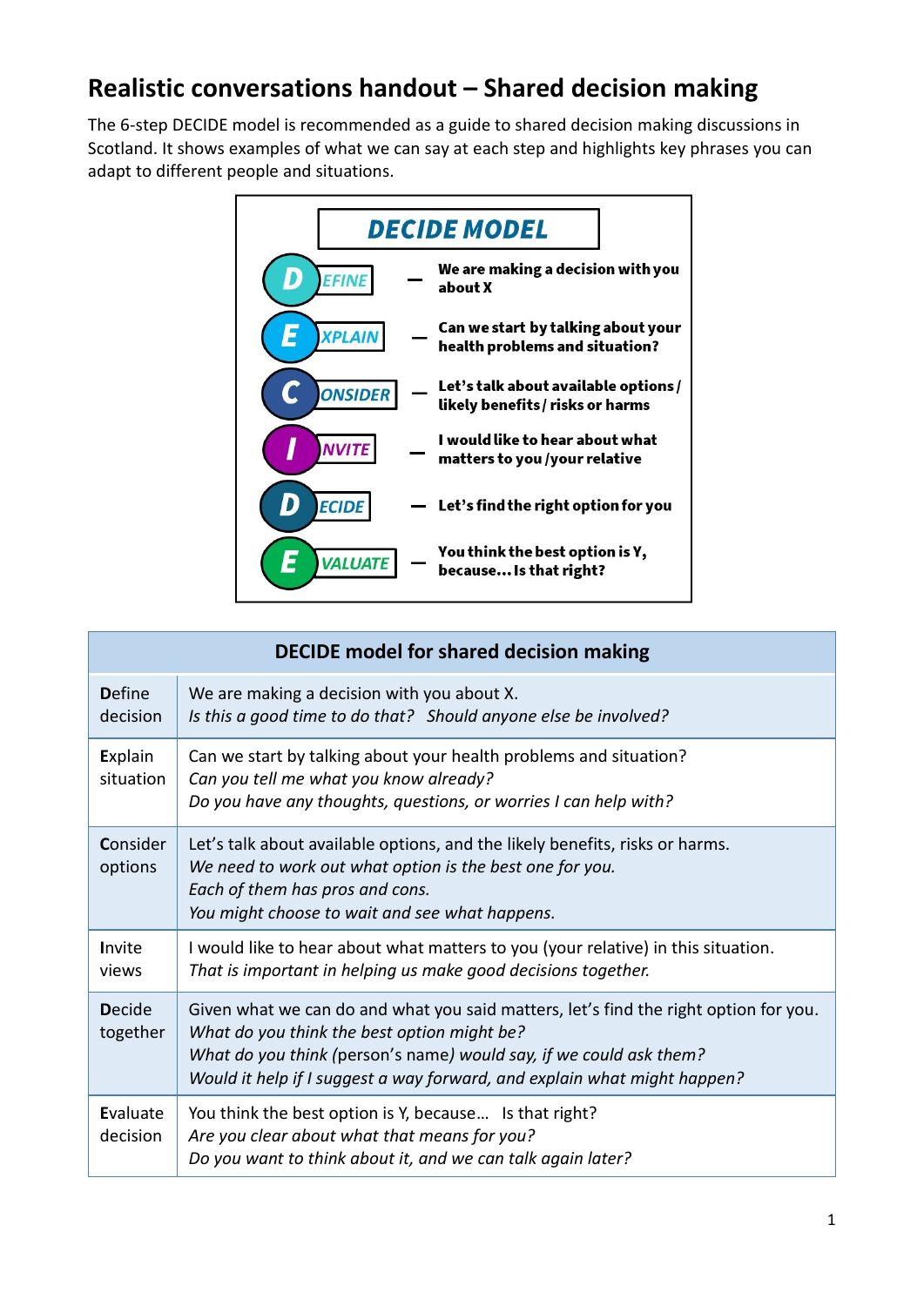# Realistic conversations handout – Shared decision making

The 6-step DECIDE model is recommended as a guide to shared decision making discussions in Scotland. It shows examples of what we can say at each step and highlights key phrases you can adapt to different people and situations.

## DECIDE MODEL

- **D EFINE** – **We are making a decision with you about X**
- **E XPLAIN** – **Can we start by talking about your health problems and situation?**
- **C ONSIDER** – **Let's talk about available options / likely benefits / risks or harms**
- **I NVITE** – **I would like to hear about what matters to you / your relative**
- **D ECIDE** – **Let's find the right option for you**
- **E VALUATE** – **You think the best option is Y, because… Is that right?**

| DECIDE model for shared decision making | |
|---|---|
| **D**efine decision | We are making a decision with you about X.<br>*Is this a good time to do that? Should anyone else be involved?* |
| **E**xplain situation | Can we start by talking about your health problems and situation?<br>*Can you tell me what you know already?*<br>*Do you have any thoughts, questions, or worries I can help with?* |
| **C**onsider options | Let's talk about available options, and the likely benefits, risks or harms.<br>*We need to work out what option is the best one for you.*<br>*Each of them has pros and cons.*<br>*You might choose to wait and see what happens.* |
| **I**nvite views | I would like to hear about what matters to you (your relative) in this situation.<br>*That is important in helping us make good decisions together.* |
| **D**ecide together | Given what we can do and what you said matters, let's find the right option for you.<br>*What do you think the best option might be?*<br>*What do you think* (person's name) *would say, if we could ask them?*<br>*Would it help if I suggest a way forward, and explain what might happen?* |
| **E**valuate decision | You think the best option is Y, because… Is that right?<br>*Are you clear about what that means for you?*<br>*Do you want to think about it, and we can talk again later?* |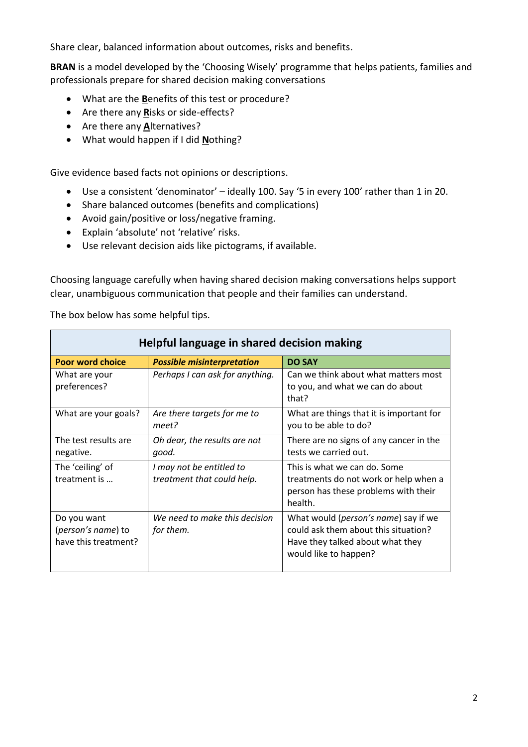Share clear, balanced information about outcomes, risks and benefits.

**BRAN** is a model developed by the 'Choosing Wisely' programme that helps patients, families and professionals prepare for shared decision making conversations

- What are the **B**enefits of this test or procedure?
- Are there any **R**isks or side-effects?
- Are there any **A**lternatives?
- What would happen if I did **N**othing?

Give evidence based facts not opinions or descriptions.

- Use a consistent 'denominator' – ideally 100. Say '5 in every 100' rather than 1 in 20.
- Share balanced outcomes (benefits and complications)
- Avoid gain/positive or loss/negative framing.
- Explain 'absolute' not 'relative' risks.
- Use relevant decision aids like pictograms, if available.

Choosing language carefully when having shared decision making conversations helps support clear, unambiguous communication that people and their families can understand.

The box below has some helpful tips.

| **Helpful language in shared decision making** | | |
|---|---|---|
| **Poor word choice** | ***Possible misinterpretation*** | **DO SAY** |
| What are your preferences? | *Perhaps I can ask for anything.* | Can we think about what matters most to you, and what we can do about that? |
| What are your goals? | *Are there targets for me to meet?* | What are things that it is important for you to be able to do? |
| The test results are negative. | *Oh dear, the results are not good.* | There are no signs of any cancer in the tests we carried out. |
| The 'ceiling' of treatment is … | *I may not be entitled to treatment that could help.* | This is what we can do. Some treatments do not work or help when a person has these problems with their health. |
| Do you want (*person's name*) to have this treatment? | *We need to make this decision for them.* | What would (*person's name*) say if we could ask them about this situation? Have they talked about what they would like to happen? |